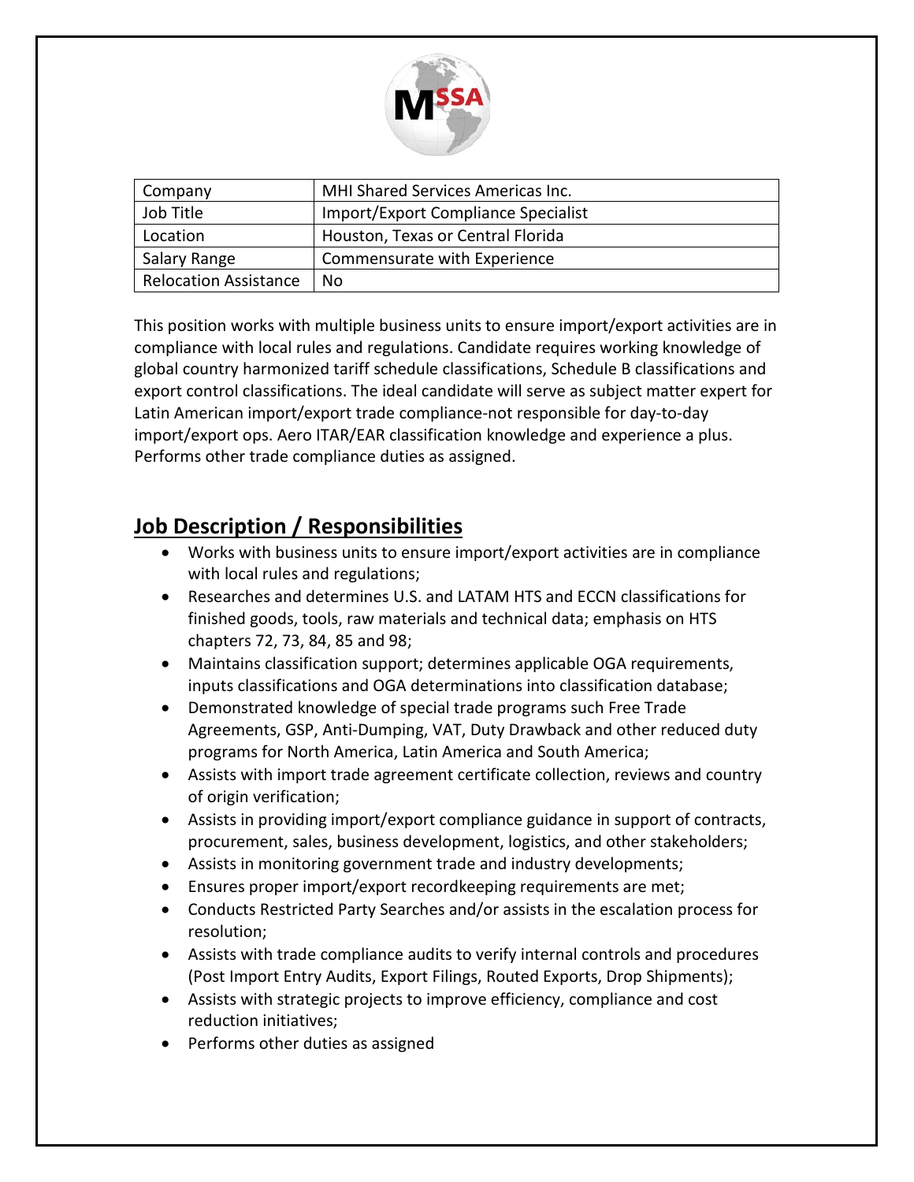| Company | MHI Shared Services Americas Inc. |
|---|---|
| Job Title | Import/Export Compliance Specialist |
| Location | Houston, Texas or Central Florida |
| Salary Range | Commensurate with Experience |
| Relocation Assistance | No |

This position works with multiple business units to ensure import/export activities are in compliance with local rules and regulations. Candidate requires working knowledge of global country harmonized tariff schedule classifications, Schedule B classifications and export control classifications. The ideal candidate will serve as subject matter expert for Latin American import/export trade compliance-not responsible for day-to-day import/export ops. Aero ITAR/EAR classification knowledge and experience a plus. Performs other trade compliance duties as assigned.

## Job Description / Responsibilities

- Works with business units to ensure import/export activities are in compliance with local rules and regulations;
- Researches and determines U.S. and LATAM HTS and ECCN classifications for finished goods, tools, raw materials and technical data; emphasis on HTS chapters 72, 73, 84, 85 and 98;
- Maintains classification support; determines applicable OGA requirements, inputs classifications and OGA determinations into classification database;
- Demonstrated knowledge of special trade programs such Free Trade Agreements, GSP, Anti-Dumping, VAT, Duty Drawback and other reduced duty programs for North America, Latin America and South America;
- Assists with import trade agreement certificate collection, reviews and country of origin verification;
- Assists in providing import/export compliance guidance in support of contracts, procurement, sales, business development, logistics, and other stakeholders;
- Assists in monitoring government trade and industry developments;
- Ensures proper import/export recordkeeping requirements are met;
- Conducts Restricted Party Searches and/or assists in the escalation process for resolution;
- Assists with trade compliance audits to verify internal controls and procedures (Post Import Entry Audits, Export Filings, Routed Exports, Drop Shipments);
- Assists with strategic projects to improve efficiency, compliance and cost reduction initiatives;
- Performs other duties as assigned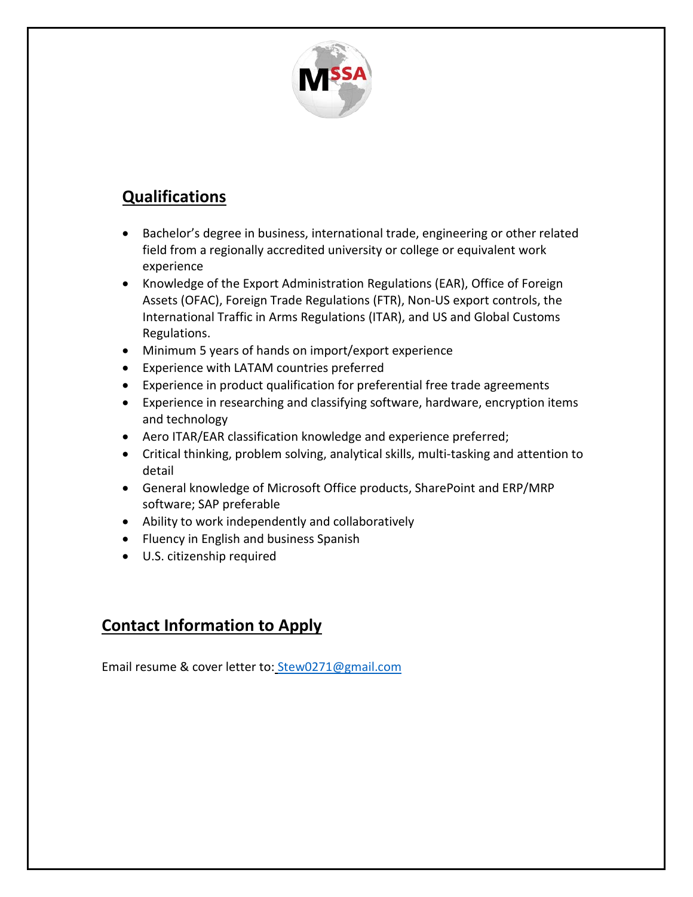## Qualifications

- Bachelor's degree in business, international trade, engineering or other related field from a regionally accredited university or college or equivalent work experience
- Knowledge of the Export Administration Regulations (EAR), Office of Foreign Assets (OFAC), Foreign Trade Regulations (FTR), Non-US export controls, the International Traffic in Arms Regulations (ITAR), and US and Global Customs Regulations.
- Minimum 5 years of hands on import/export experience
- Experience with LATAM countries preferred
- Experience in product qualification for preferential free trade agreements
- Experience in researching and classifying software, hardware, encryption items and technology
- Aero ITAR/EAR classification knowledge and experience preferred;
- Critical thinking, problem solving, analytical skills, multi-tasking and attention to detail
- General knowledge of Microsoft Office products, SharePoint and ERP/MRP software; SAP preferable
- Ability to work independently and collaboratively
- Fluency in English and business Spanish
- U.S. citizenship required

## Contact Information to Apply

Email resume & cover letter to: Stew0271@gmail.com